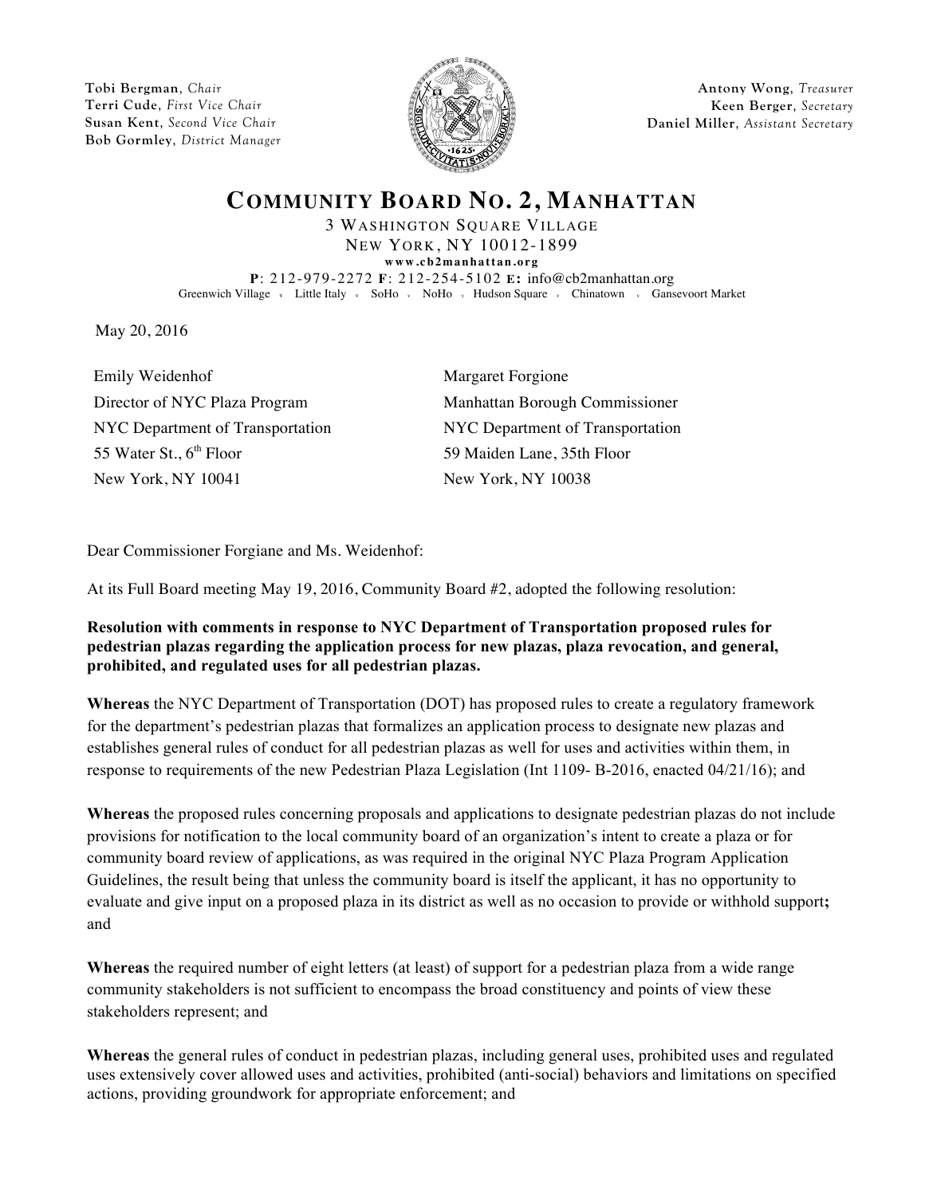Tobi Bergman, *Chair*
Terri Cude, *First Vice Chair*
Susan Kent, *Second Vice Chair*
Bob Gormley, *District Manager*

Antony Wong, *Treasurer*
Keen Berger, *Secretary*
Daniel Miller, *Assistant Secretary*

# COMMUNITY BOARD NO. 2, MANHATTAN

3 WASHINGTON SQUARE VILLAGE
NEW YORK, NY 10012-1899
www.cb2manhattan.org
**P**: 212-979-2272 **F**: 212-254-5102 **E:** info@cb2manhattan.org
Greenwich Village v Little Italy v SoHo v NoHo v Hudson Square v Chinatown v Gansevoort Market

May 20, 2016

Emily Weidenhof
Director of NYC Plaza Program
NYC Department of Transportation
55 Water St., 6th Floor
New York, NY 10041

Margaret Forgione
Manhattan Borough Commissioner
NYC Department of Transportation
59 Maiden Lane, 35th Floor
New York, NY 10038

Dear Commissioner Forgiane and Ms. Weidenhof:

At its Full Board meeting May 19, 2016, Community Board #2, adopted the following resolution:

**Resolution with comments in response to NYC Department of Transportation proposed rules for pedestrian plazas regarding the application process for new plazas, plaza revocation, and general, prohibited, and regulated uses for all pedestrian plazas.**

**Whereas** the NYC Department of Transportation (DOT) has proposed rules to create a regulatory framework for the department's pedestrian plazas that formalizes an application process to designate new plazas and establishes general rules of conduct for all pedestrian plazas as well for uses and activities within them, in response to requirements of the new Pedestrian Plaza Legislation (Int 1109- B-2016, enacted 04/21/16); and

**Whereas** the proposed rules concerning proposals and applications to designate pedestrian plazas do not include provisions for notification to the local community board of an organization's intent to create a plaza or for community board review of applications, as was required in the original NYC Plaza Program Application Guidelines, the result being that unless the community board is itself the applicant, it has no opportunity to evaluate and give input on a proposed plaza in its district as well as no occasion to provide or withhold support**;** and

**Whereas** the required number of eight letters (at least) of support for a pedestrian plaza from a wide range community stakeholders is not sufficient to encompass the broad constituency and points of view these stakeholders represent; and

**Whereas** the general rules of conduct in pedestrian plazas, including general uses, prohibited uses and regulated uses extensively cover allowed uses and activities, prohibited (anti-social) behaviors and limitations on specified actions, providing groundwork for appropriate enforcement; and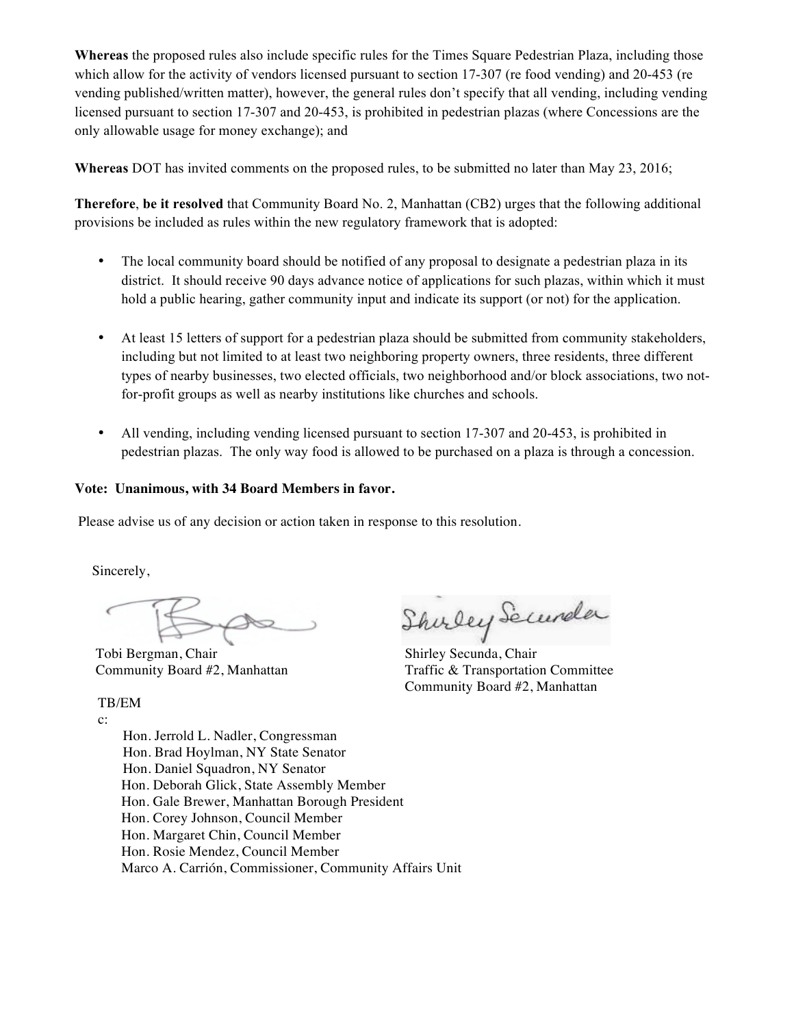**Whereas** the proposed rules also include specific rules for the Times Square Pedestrian Plaza, including those which allow for the activity of vendors licensed pursuant to section 17-307 (re food vending) and 20-453 (re vending published/written matter), however, the general rules don't specify that all vending, including vending licensed pursuant to section 17-307 and 20-453, is prohibited in pedestrian plazas (where Concessions are the only allowable usage for money exchange); and

**Whereas** DOT has invited comments on the proposed rules, to be submitted no later than May 23, 2016;

**Therefore**, **be it resolved** that Community Board No. 2, Manhattan (CB2) urges that the following additional provisions be included as rules within the new regulatory framework that is adopted:

- The local community board should be notified of any proposal to designate a pedestrian plaza in its district. It should receive 90 days advance notice of applications for such plazas, within which it must hold a public hearing, gather community input and indicate its support (or not) for the application.

- At least 15 letters of support for a pedestrian plaza should be submitted from community stakeholders, including but not limited to at least two neighboring property owners, three residents, three different types of nearby businesses, two elected officials, two neighborhood and/or block associations, two not-for-profit groups as well as nearby institutions like churches and schools.

- All vending, including vending licensed pursuant to section 17-307 and 20-453, is prohibited in pedestrian plazas. The only way food is allowed to be purchased on a plaza is through a concession.

**Vote: Unanimous, with 34 Board Members in favor.**

Please advise us of any decision or action taken in response to this resolution.

Sincerely,

Tobi Bergman, Chair
Community Board #2, Manhattan

Shirley Secunda, Chair
Traffic & Transportation Committee
Community Board #2, Manhattan

TB/EM

c:

Hon. Jerrold L. Nadler, Congressman
Hon. Brad Hoylman, NY State Senator
Hon. Daniel Squadron, NY Senator
Hon. Deborah Glick, State Assembly Member
Hon. Gale Brewer, Manhattan Borough President
Hon. Corey Johnson, Council Member
Hon. Margaret Chin, Council Member
Hon. Rosie Mendez, Council Member
Marco A. Carrión, Commissioner, Community Affairs Unit